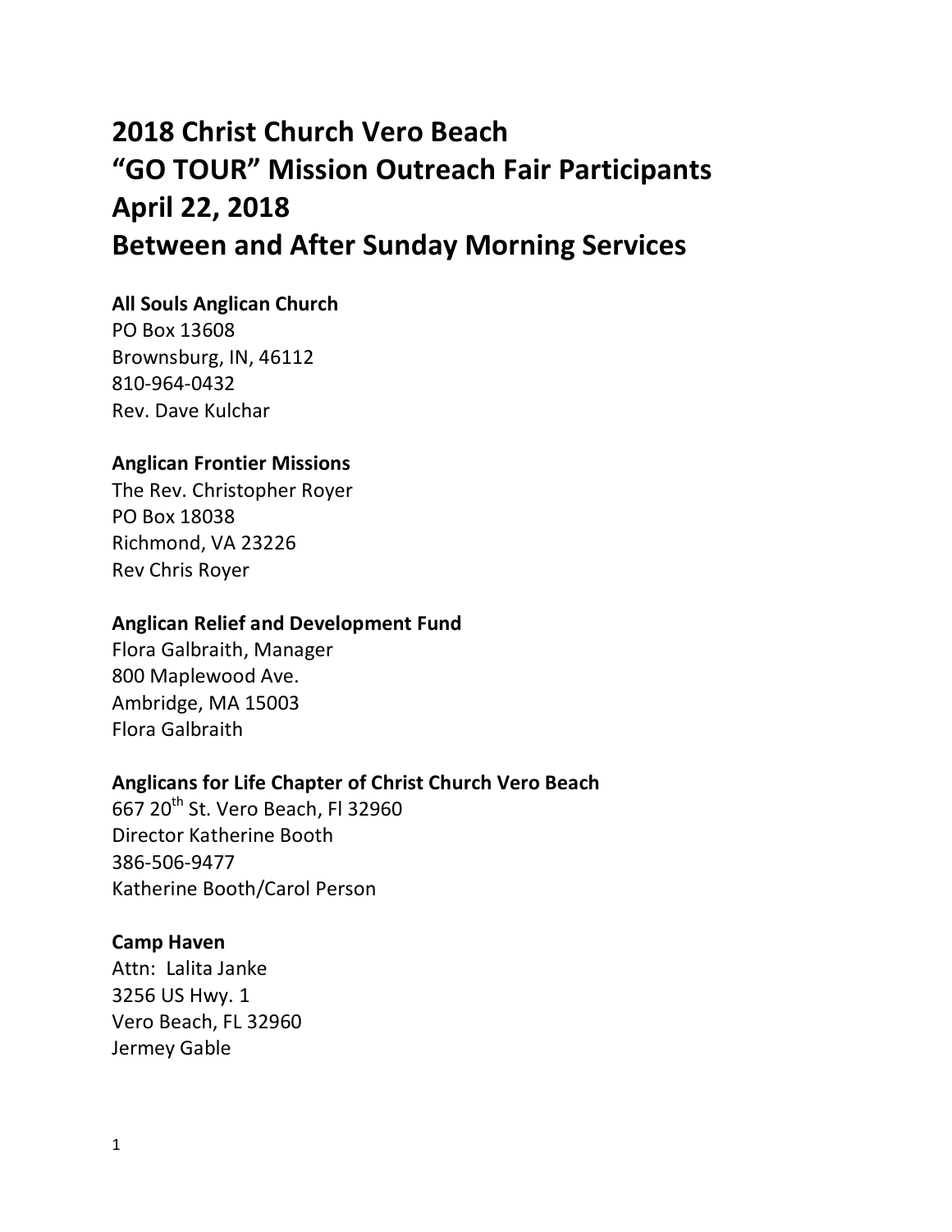# 2018 Christ Church Vero Beach
# "GO TOUR" Mission Outreach Fair Participants
# April 22, 2018
# Between and After Sunday Morning Services

**All Souls Anglican Church**
PO Box 13608
Brownsburg, IN, 46112
810-964-0432
Rev. Dave Kulchar

**Anglican Frontier Missions**
The Rev. Christopher Royer
PO Box 18038
Richmond, VA 23226
Rev Chris Royer

**Anglican Relief and Development Fund**
Flora Galbraith, Manager
800 Maplewood Ave.
Ambridge, MA 15003
Flora Galbraith

**Anglicans for Life Chapter of Christ Church Vero Beach**
667 20th St. Vero Beach, Fl 32960
Director Katherine Booth
386-506-9477
Katherine Booth/Carol Person

**Camp Haven**
Attn: Lalita Janke
3256 US Hwy. 1
Vero Beach, FL 32960
Jermey Gable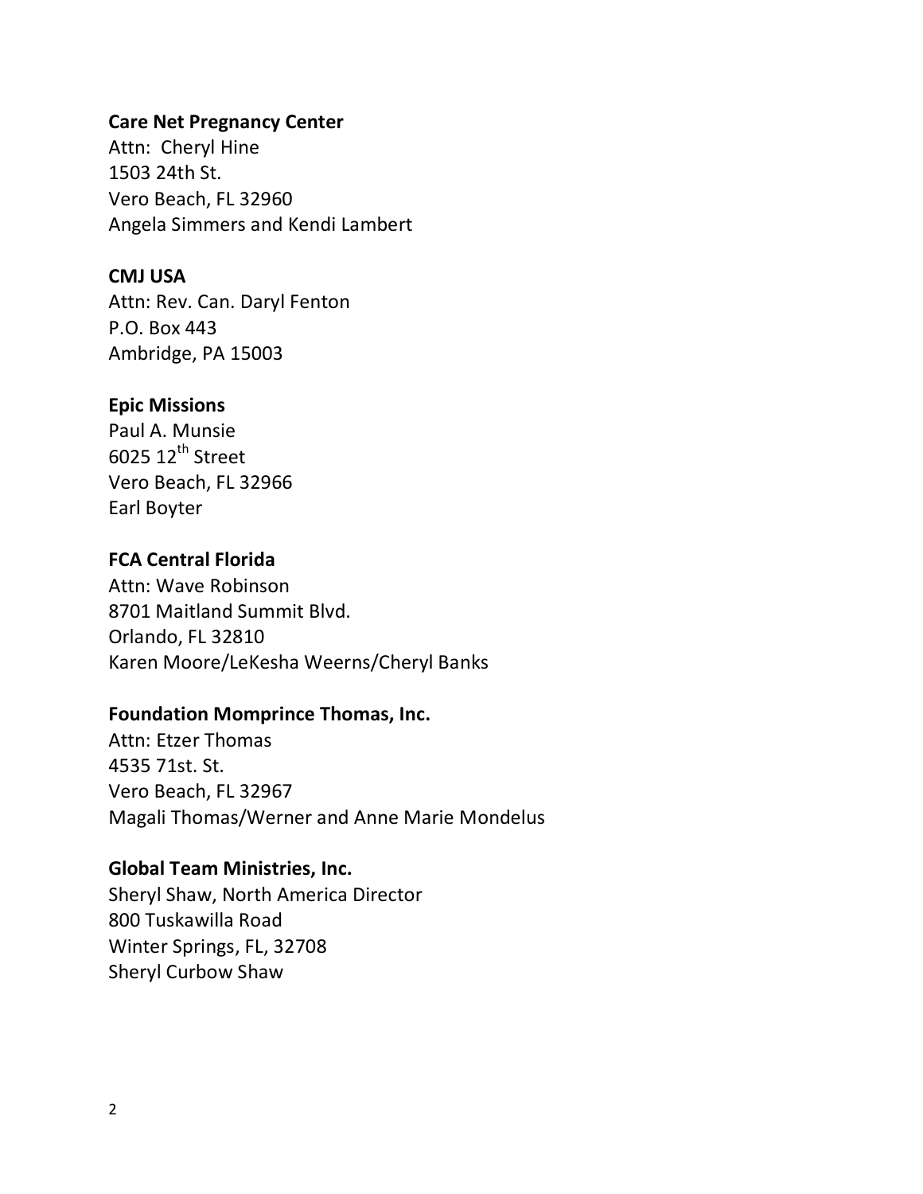**Care Net Pregnancy Center**
Attn: Cheryl Hine
1503 24th St.
Vero Beach, FL 32960
Angela Simmers and Kendi Lambert

**CMJ USA**
Attn: Rev. Can. Daryl Fenton
P.O. Box 443
Ambridge, PA 15003

**Epic Missions**
Paul A. Munsie
6025 12th Street
Vero Beach, FL 32966
Earl Boyter

**FCA Central Florida**
Attn: Wave Robinson
8701 Maitland Summit Blvd.
Orlando, FL 32810
Karen Moore/LeKesha Weerns/Cheryl Banks

**Foundation Momprince Thomas, Inc.**
Attn: Etzer Thomas
4535 71st. St.
Vero Beach, FL 32967
Magali Thomas/Werner and Anne Marie Mondelus

**Global Team Ministries, Inc.**
Sheryl Shaw, North America Director
800 Tuskawilla Road
Winter Springs, FL, 32708
Sheryl Curbow Shaw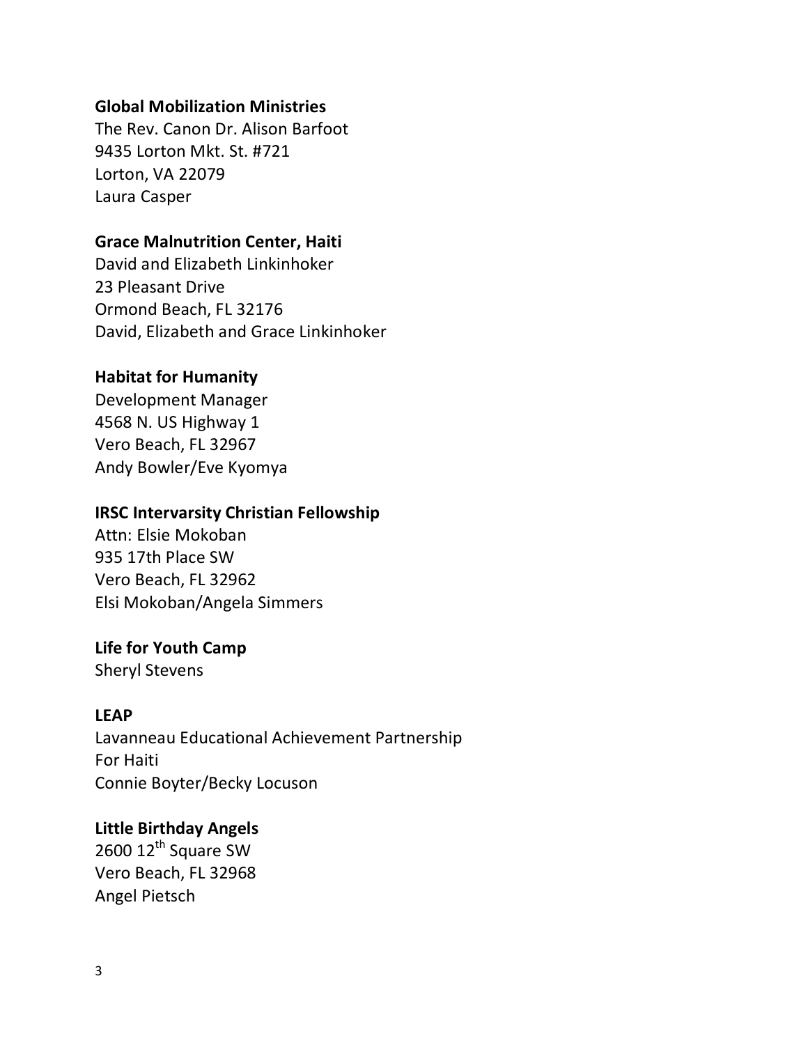**Global Mobilization Ministries**
The Rev. Canon Dr. Alison Barfoot
9435 Lorton Mkt. St. #721
Lorton, VA 22079
Laura Casper

**Grace Malnutrition Center, Haiti**
David and Elizabeth Linkinhoker
23 Pleasant Drive
Ormond Beach, FL 32176
David, Elizabeth and Grace Linkinhoker

**Habitat for Humanity**
Development Manager
4568 N. US Highway 1
Vero Beach, FL 32967
Andy Bowler/Eve Kyomya

**IRSC Intervarsity Christian Fellowship**
Attn: Elsie Mokoban
935 17th Place SW
Vero Beach, FL 32962
Elsi Mokoban/Angela Simmers

**Life for Youth Camp**
Sheryl Stevens

**LEAP**
Lavanneau Educational Achievement Partnership
For Haiti
Connie Boyter/Becky Locuson

**Little Birthday Angels**
2600 12th Square SW
Vero Beach, FL 32968
Angel Pietsch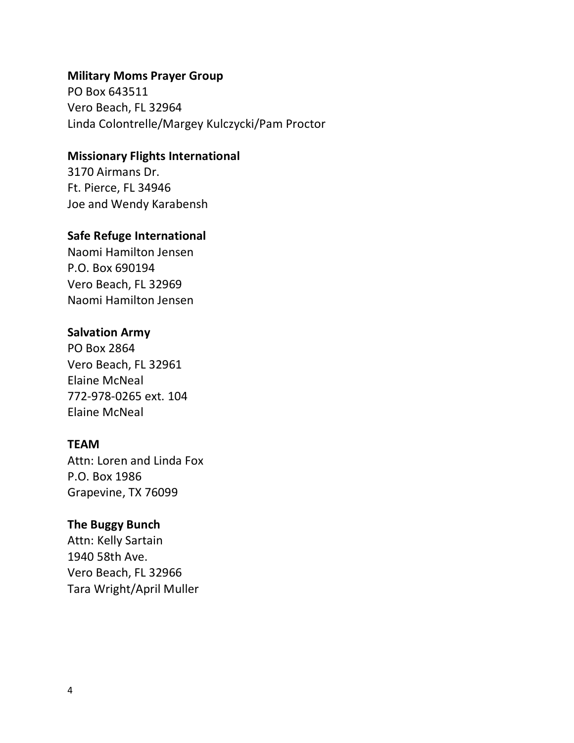**Military Moms Prayer Group**
PO Box 643511
Vero Beach, FL 32964
Linda Colontrelle/Margey Kulczycki/Pam Proctor

**Missionary Flights International**
3170 Airmans Dr.
Ft. Pierce, FL 34946
Joe and Wendy Karabensh

**Safe Refuge International**
Naomi Hamilton Jensen
P.O. Box 690194
Vero Beach, FL 32969
Naomi Hamilton Jensen

**Salvation Army**
PO Box 2864
Vero Beach, FL 32961
Elaine McNeal
772-978-0265 ext. 104
Elaine McNeal

**TEAM**
Attn: Loren and Linda Fox
P.O. Box 1986
Grapevine, TX 76099

**The Buggy Bunch**
Attn: Kelly Sartain
1940 58th Ave.
Vero Beach, FL 32966
Tara Wright/April Muller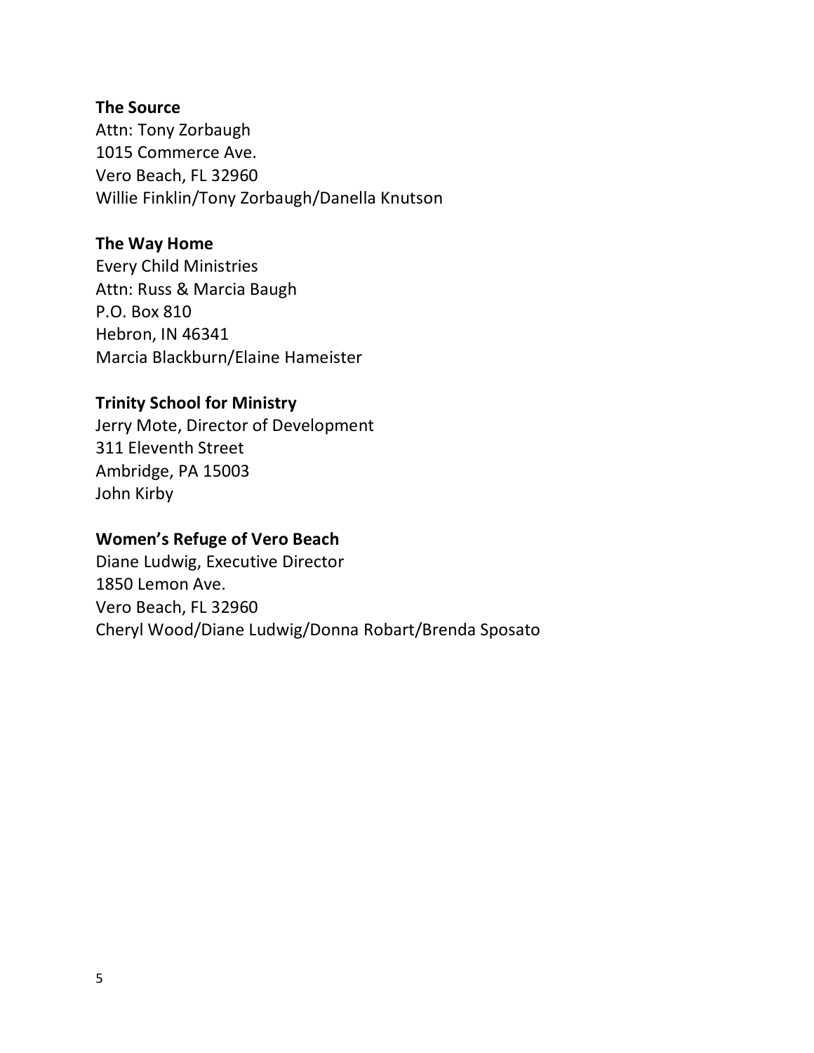**The Source**
Attn: Tony Zorbaugh
1015 Commerce Ave.
Vero Beach, FL 32960
Willie Finklin/Tony Zorbaugh/Danella Knutson

**The Way Home**
Every Child Ministries
Attn: Russ & Marcia Baugh
P.O. Box 810
Hebron, IN 46341
Marcia Blackburn/Elaine Hameister

**Trinity School for Ministry**
Jerry Mote, Director of Development
311 Eleventh Street
Ambridge, PA 15003
John Kirby

**Women's Refuge of Vero Beach**
Diane Ludwig, Executive Director
1850 Lemon Ave.
Vero Beach, FL 32960
Cheryl Wood/Diane Ludwig/Donna Robart/Brenda Sposato